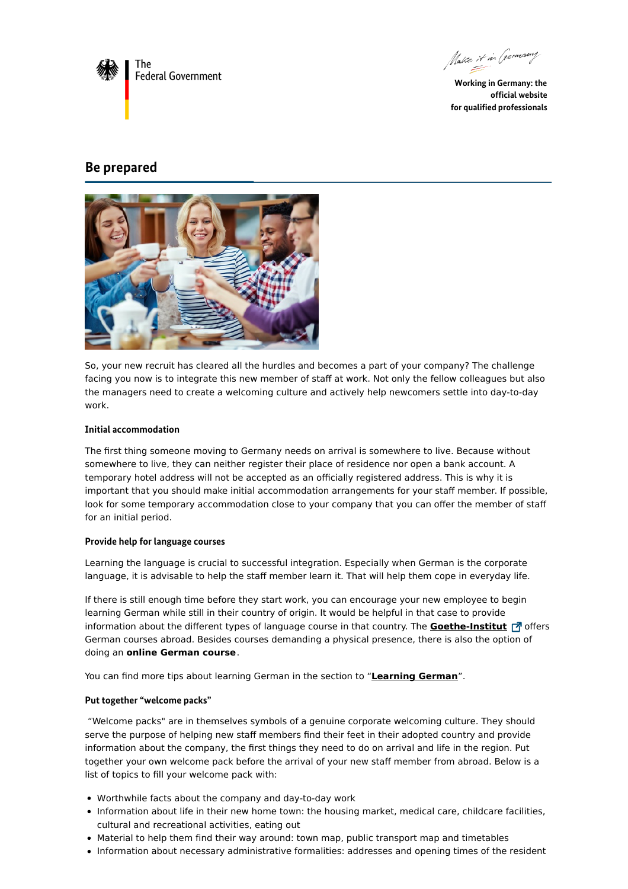# Be prepared

So, your new recruit has cleared all the hurdles and becomes a part of your company? The challenge facing you now is to integrate this new member of staff at work. Not only the fellow colleagues but also the managers need to create a welcoming culture and actively help newcomers settle into day-to-day work.

### Initial accommodation

The first thing someone moving to Germany needs on arrival is somewhere to live. Because without somewhere to live, they can neither register their place of residence nor open a bank account. A temporary hotel address will not be accepted as an officially registered address. This is why it is important that you should make initial accommodation arrangements for your staff member. If possible, look for some temporary accommodation close to your company that you can offer the member of staff for an initial period.

### Provide help for language courses

Learning the language is crucial to successful integration. Especially when German is the corporate language, it is advisable to help the staff member learn it. That will help them cope in everyday life.

If there is still enough time before they start work, you can encourage your new employee to begin learning German while still in their country of origin. It would be helpful in that case to provide information about the different types of language course in that country. The **Goethe-Institut** offers German courses abroad. Besides courses demanding a physical presence, there is also the option of doing an **online German course**.

You can find more tips about learning German in the section to "**Learning German**".

### Put together "welcome packs"

"Welcome packs" are in themselves symbols of a genuine corporate welcoming culture. They should serve the purpose of helping new staff members find their feet in their adopted country and provide information about the company, the first things they need to do on arrival and life in the region. Put together your own welcome pack before the arrival of your new staff member from abroad. Below is a list of topics to fill your welcome pack with:

- Worthwhile facts about the company and day-to-day work
- Information about life in their new home town: the housing market, medical care, childcare facilities, cultural and recreational activities, eating out
- Material to help them find their way around: town map, public transport map and timetables
- Information about necessary administrative formalities: addresses and opening times of the resident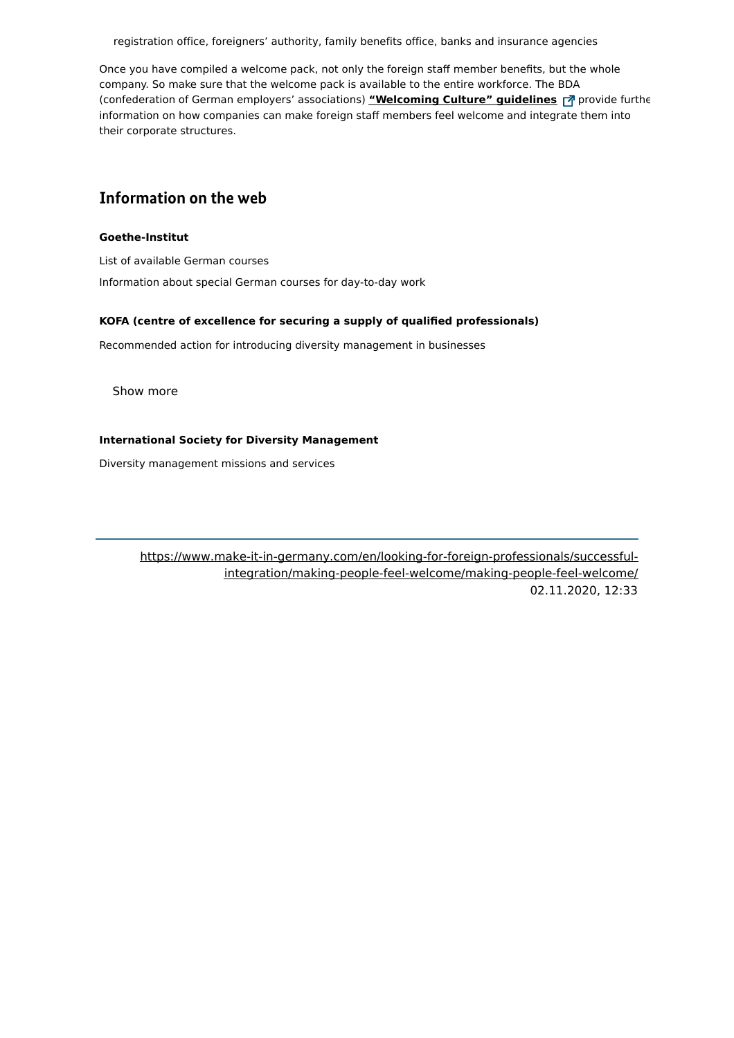registration office, foreigners' authority, family benefits office, banks and insurance agencies

Once you have compiled a welcome pack, not only the foreign staff member benefits, but the whole company. So make sure that the welcome pack is available to the entire workforce. The BDA (confederation of German employers' associations) **"Welcoming Culture" guidelines** provide furthe information on how companies can make foreign staff members feel welcome and integrate them into their corporate structures.

## Information on the web

**Goethe-Institut**

List of available German courses

Information about special German courses for day-to-day work

**KOFA (centre of excellence for securing a supply of qualified professionals)**

Recommended action for introducing diversity management in businesses

Show more

**International Society for Diversity Management**

Diversity management missions and services

https://www.make-it-in-germany.com/en/looking-for-foreign-professionals/successful-integration/making-people-feel-welcome/making-people-feel-welcome/
02.11.2020, 12:33